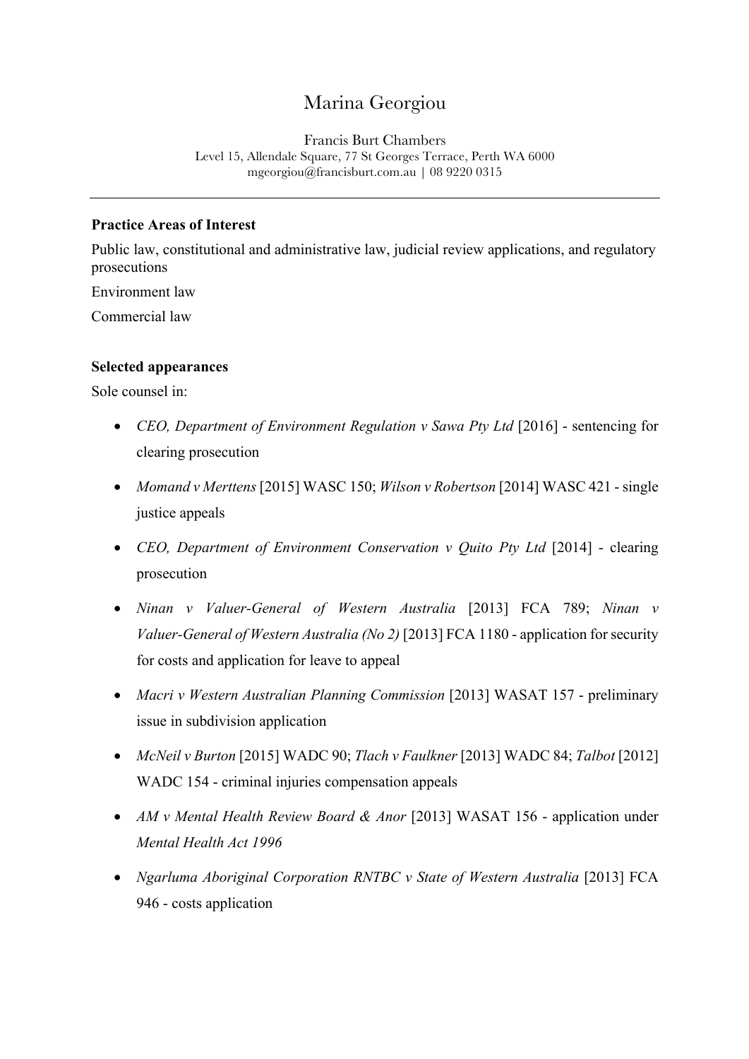# Marina Georgiou

Francis Burt Chambers
Level 15, Allendale Square, 77 St Georges Terrace, Perth WA 6000
mgeorgiou@francisburt.com.au | 08 9220 0315

---

**Practice Areas of Interest**

Public law, constitutional and administrative law, judicial review applications, and regulatory prosecutions

Environment law

Commercial law

**Selected appearances**

Sole counsel in:

- *CEO, Department of Environment Regulation v Sawa Pty Ltd* [2016] - sentencing for clearing prosecution
- *Momand v Merttens* [2015] WASC 150; *Wilson v Robertson* [2014] WASC 421 - single justice appeals
- *CEO, Department of Environment Conservation v Quito Pty Ltd* [2014] - clearing prosecution
- *Ninan v Valuer-General of Western Australia* [2013] FCA 789; *Ninan v Valuer-General of Western Australia (No 2)* [2013] FCA 1180 - application for security for costs and application for leave to appeal
- *Macri v Western Australian Planning Commission* [2013] WASAT 157 - preliminary issue in subdivision application
- *McNeil v Burton* [2015] WADC 90; *Tlach v Faulkner* [2013] WADC 84; *Talbot* [2012] WADC 154 - criminal injuries compensation appeals
- *AM v Mental Health Review Board & Anor* [2013] WASAT 156 - application under *Mental Health Act 1996*
- *Ngarluma Aboriginal Corporation RNTBC v State of Western Australia* [2013] FCA 946 - costs application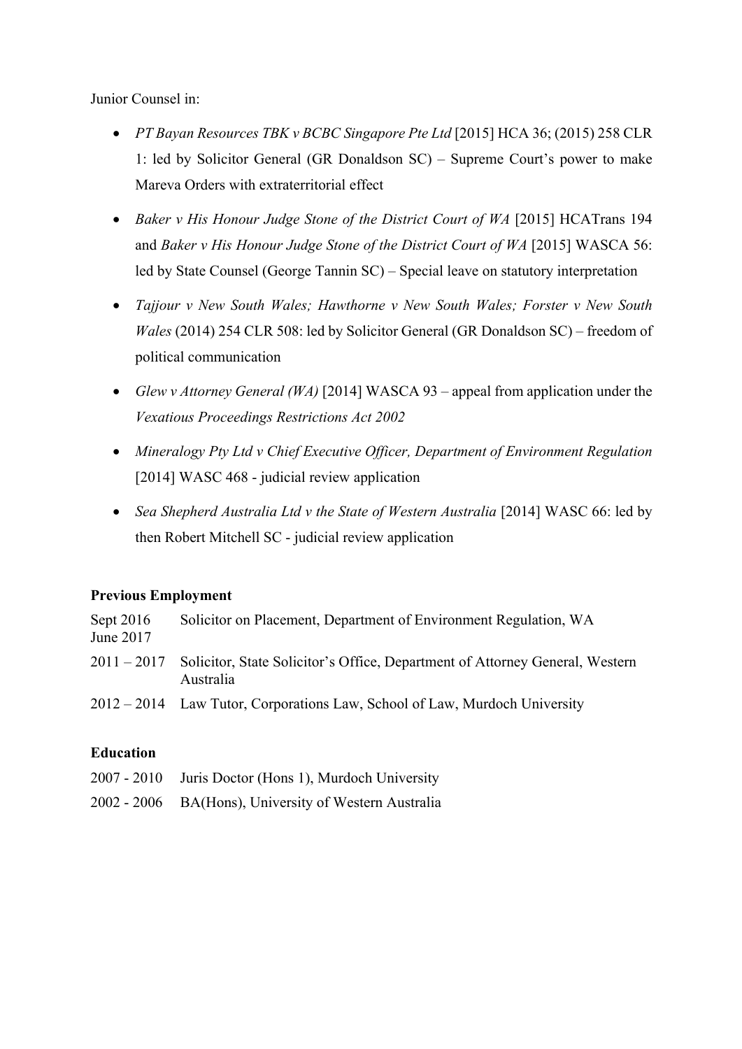Junior Counsel in:

- *PT Bayan Resources TBK v BCBC Singapore Pte Ltd* [2015] HCA 36; (2015) 258 CLR 1: led by Solicitor General (GR Donaldson SC) – Supreme Court's power to make Mareva Orders with extraterritorial effect
- *Baker v His Honour Judge Stone of the District Court of WA* [2015] HCATrans 194 and *Baker v His Honour Judge Stone of the District Court of WA* [2015] WASCA 56: led by State Counsel (George Tannin SC) – Special leave on statutory interpretation
- *Tajjour v New South Wales; Hawthorne v New South Wales; Forster v New South Wales* (2014) 254 CLR 508: led by Solicitor General (GR Donaldson SC) – freedom of political communication
- *Glew v Attorney General (WA)* [2014] WASCA 93 – appeal from application under the *Vexatious Proceedings Restrictions Act 2002*
- *Mineralogy Pty Ltd v Chief Executive Officer, Department of Environment Regulation* [2014] WASC 468 - judicial review application
- *Sea Shepherd Australia Ltd v the State of Western Australia* [2014] WASC 66: led by then Robert Mitchell SC - judicial review application

**Previous Employment**

| | |
|---|---|
| Sept 2016 June 2017 | Solicitor on Placement, Department of Environment Regulation, WA |
| 2011 – 2017 | Solicitor, State Solicitor's Office, Department of Attorney General, Western Australia |
| 2012 – 2014 | Law Tutor, Corporations Law, School of Law, Murdoch University |

**Education**

| | |
|---|---|
| 2007 - 2010 | Juris Doctor (Hons 1), Murdoch University |
| 2002 - 2006 | BA(Hons), University of Western Australia |